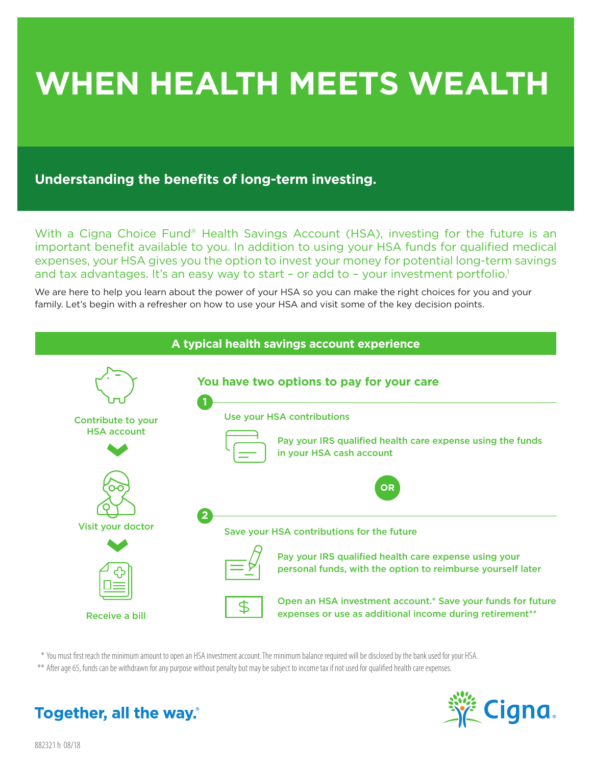# WHEN HEALTH MEETS WEALTH

## Understanding the benefits of long-term investing.

With a Cigna Choice Fund® Health Savings Account (HSA), investing for the future is an important benefit available to you. In addition to using your HSA funds for qualified medical expenses, your HSA gives you the option to invest your money for potential long-term savings and tax advantages. It's an easy way to start – or add to – your investment portfolio.[1]

We are here to help you learn about the power of your HSA so you can make the right choices for you and your family. Let's begin with a refresher on how to use your HSA and visit some of the key decision points.

### A typical health savings account experience

Contribute to your HSA account

Visit your doctor

Receive a bill

#### You have two options to pay for your care

**1** Use your HSA contributions

- Pay your IRS qualified health care expense using the funds in your HSA cash account

**OR**

**2** Save your HSA contributions for the future

- Pay your IRS qualified health care expense using your personal funds, with the option to reimburse yourself later
- Open an HSA investment account.* Save your funds for future expenses or use as additional income during retirement**

\* You must first reach the minimum amount to open an HSA investment account. The minimum balance required will be disclosed by the bank used for your HSA.

** After age 65, funds can be withdrawn for any purpose without penalty but may be subject to income tax if not used for qualified health care expenses.

**Together, all the way.®**

Cigna.

882321 h 08/18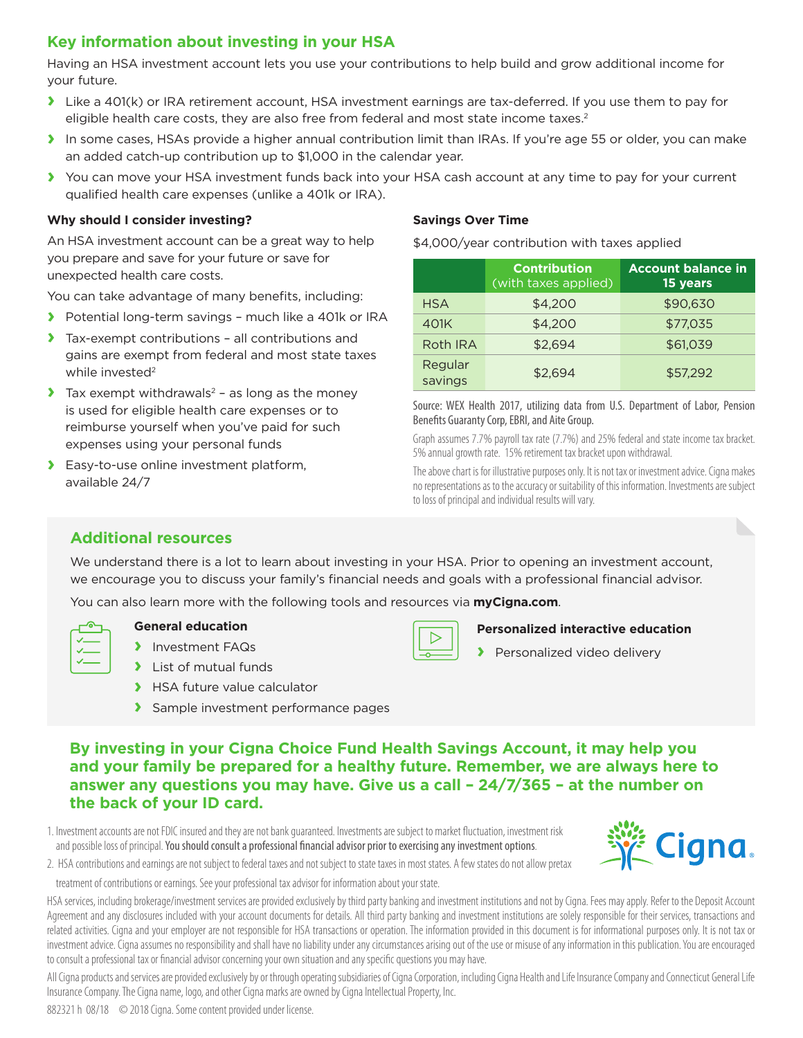## Key information about investing in your HSA

Having an HSA investment account lets you use your contributions to help build and grow additional income for your future.

- Like a 401(k) or IRA retirement account, HSA investment earnings are tax-deferred. If you use them to pay for eligible health care costs, they are also free from federal and most state income taxes.[2]
- In some cases, HSAs provide a higher annual contribution limit than IRAs. If you're age 55 or older, you can make an added catch-up contribution up to $1,000 in the calendar year.
- You can move your HSA investment funds back into your HSA cash account at any time to pay for your current qualified health care expenses (unlike a 401k or IRA).

### Why should I consider investing?

An HSA investment account can be a great way to help you prepare and save for your future or save for unexpected health care costs.

You can take advantage of many benefits, including:

- Potential long-term savings – much like a 401k or IRA
- Tax-exempt contributions – all contributions and gains are exempt from federal and most state taxes while invested[2]
- Tax exempt withdrawals[2] – as long as the money is used for eligible health care expenses or to reimburse yourself when you've paid for such expenses using your personal funds
- Easy-to-use online investment platform, available 24/7

### Savings Over Time

$4,000/year contribution with taxes applied

| | Contribution (with taxes applied) | Account balance in 15 years |
|---|---|---|
| HSA | $4,200 | $90,630 |
| 401K | $4,200 | $77,035 |
| Roth IRA | $2,694 | $61,039 |
| Regular savings | $2,694 | $57,292 |

Source: WEX Health 2017, utilizing data from U.S. Department of Labor, Pension Benefits Guaranty Corp, EBRI, and Aite Group.

Graph assumes 7.7% payroll tax rate (7.7%) and 25% federal and state income tax bracket. 5% annual growth rate. 15% retirement tax bracket upon withdrawal.

The above chart is for illustrative purposes only. It is not tax or investment advice. Cigna makes no representations as to the accuracy or suitability of this information. Investments are subject to loss of principal and individual results will vary.

## Additional resources

We understand there is a lot to learn about investing in your HSA. Prior to opening an investment account, we encourage you to discuss your family's financial needs and goals with a professional financial advisor.

You can also learn more with the following tools and resources via **myCigna.com**.

**General education**

- Investment FAQs
- List of mutual funds
- HSA future value calculator
- Sample investment performance pages

**Personalized interactive education**

- Personalized video delivery

**By investing in your Cigna Choice Fund Health Savings Account, it may help you and your family be prepared for a healthy future. Remember, we are always here to answer any questions you may have. Give us a call – 24/7/365 – at the number on the back of your ID card.**

1. Investment accounts are not FDIC insured and they are not bank guaranteed. Investments are subject to market fluctuation, investment risk and possible loss of principal. **You should consult a professional financial advisor prior to exercising any investment options.**
2. HSA contributions and earnings are not subject to federal taxes and not subject to state taxes in most states. A few states do not allow pretax treatment of contributions or earnings. See your professional tax advisor for information about your state.

HSA services, including brokerage/investment services are provided exclusively by third party banking and investment institutions and not by Cigna. Fees may apply. Refer to the Deposit Account Agreement and any disclosures included with your account documents for details. All third party banking and investment institutions are solely responsible for their services, transactions and related activities. Cigna and your employer are not responsible for HSA transactions or operation. The information provided in this document is for informational purposes only. It is not tax or investment advice. Cigna assumes no responsibility and shall have no liability under any circumstances arising out of the use or misuse of any information in this publication. You are encouraged to consult a professional tax or financial advisor concerning your own situation and any specific questions you may have.

All Cigna products and services are provided exclusively by or through operating subsidiaries of Cigna Corporation, including Cigna Health and Life Insurance Company and Connecticut General Life Insurance Company. The Cigna name, logo, and other Cigna marks are owned by Cigna Intellectual Property, Inc.

882321 h 08/18 © 2018 Cigna. Some content provided under license.